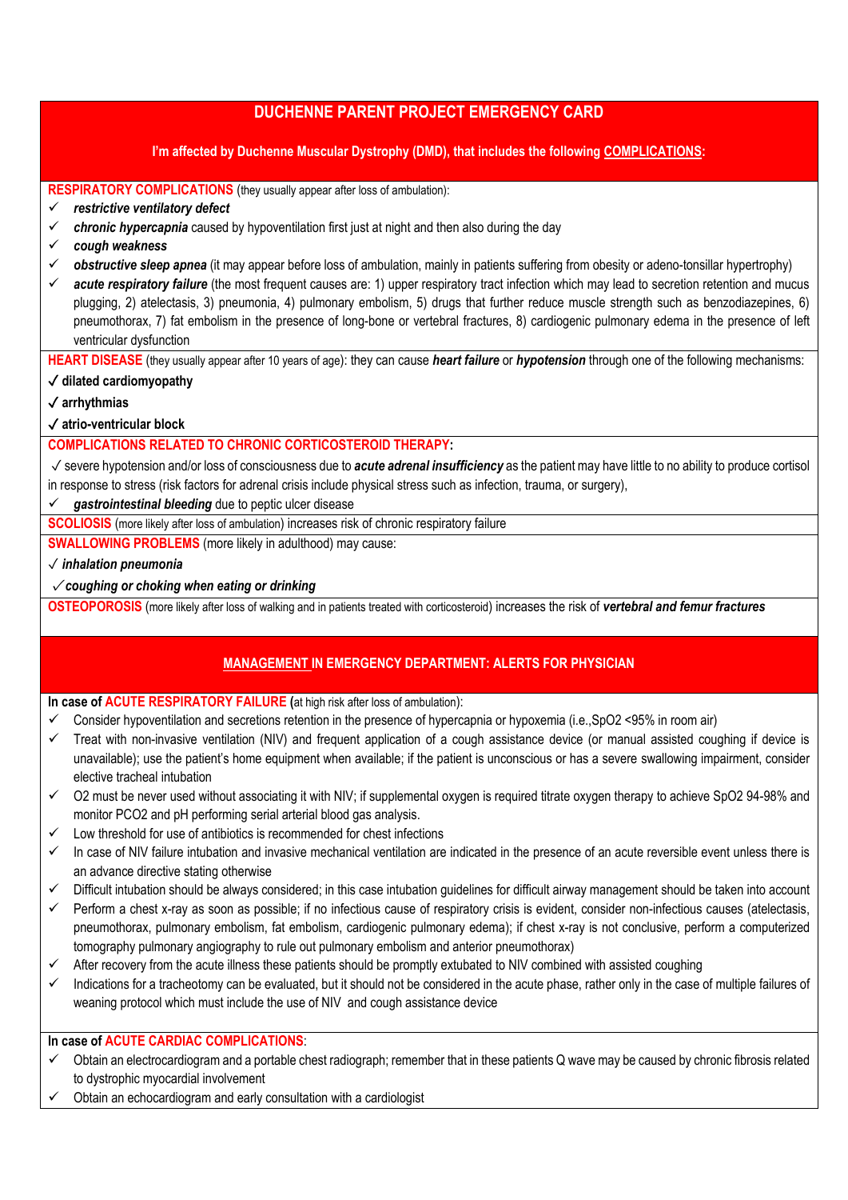# DUCHENNE PARENT PROJECT EMERGENCY CARD

**I'm affected by Duchenne Muscular Dystrophy (DMD), that includes the following COMPLICATIONS:**

**RESPIRATORY COMPLICATIONS** (they usually appear after loss of ambulation):

- ✓ ***restrictive ventilatory defect***
- ✓ ***chronic hypercapnia*** caused by hypoventilation first just at night and then also during the day
- ✓ ***cough weakness***
- ✓ ***obstructive sleep apnea*** (it may appear before loss of ambulation, mainly in patients suffering from obesity or adeno-tonsillar hypertrophy)
- ✓ ***acute respiratory failure*** (the most frequent causes are: 1) upper respiratory tract infection which may lead to secretion retention and mucus plugging, 2) atelectasis, 3) pneumonia, 4) pulmonary embolism, 5) drugs that further reduce muscle strength such as benzodiazepines, 6) pneumothorax, 7) fat embolism in the presence of long-bone or vertebral fractures, 8) cardiogenic pulmonary edema in the presence of left ventricular dysfunction

**HEART DISEASE** (they usually appear after 10 years of age): they can cause ***heart failure*** or ***hypotension*** through one of the following mechanisms:

- ✓ **dilated cardiomyopathy**
- ✓ **arrhythmias**
- ✓ **atrio-ventricular block**

**COMPLICATIONS RELATED TO CHRONIC CORTICOSTEROID THERAPY:**

- ✓ severe hypotension and/or loss of consciousness due to ***acute adrenal insufficiency*** as the patient may have little to no ability to produce cortisol in response to stress (risk factors for adrenal crisis include physical stress such as infection, trauma, or surgery),
- ✓ ***gastrointestinal bleeding*** due to peptic ulcer disease

**SCOLIOSIS** (more likely after loss of ambulation) increases risk of chronic respiratory failure

**SWALLOWING PROBLEMS** (more likely in adulthood) may cause:

- ✓ ***inhalation pneumonia***
- ✓ ***coughing or choking when eating or drinking***

**OSTEOPOROSIS** (more likely after loss of walking and in patients treated with corticosteroid) increases the risk of ***vertebral and femur fractures***

## MANAGEMENT IN EMERGENCY DEPARTMENT: ALERTS FOR PHYSICIAN

**In case of ACUTE RESPIRATORY FAILURE (**at high risk after loss of ambulation):

- ✓ Consider hypoventilation and secretions retention in the presence of hypercapnia or hypoxemia (i.e.,SpO2 <95% in room air)
- ✓ Treat with non-invasive ventilation (NIV) and frequent application of a cough assistance device (or manual assisted coughing if device is unavailable); use the patient's home equipment when available; if the patient is unconscious or has a severe swallowing impairment, consider elective tracheal intubation
- ✓ O2 must be never used without associating it with NIV; if supplemental oxygen is required titrate oxygen therapy to achieve SpO2 94-98% and monitor PCO2 and pH performing serial arterial blood gas analysis.
- ✓ Low threshold for use of antibiotics is recommended for chest infections
- ✓ In case of NIV failure intubation and invasive mechanical ventilation are indicated in the presence of an acute reversible event unless there is an advance directive stating otherwise
- ✓ Difficult intubation should be always considered; in this case intubation guidelines for difficult airway management should be taken into account
- ✓ Perform a chest x-ray as soon as possible; if no infectious cause of respiratory crisis is evident, consider non-infectious causes (atelectasis, pneumothorax, pulmonary embolism, fat embolism, cardiogenic pulmonary edema); if chest x-ray is not conclusive, perform a computerized tomography pulmonary angiography to rule out pulmonary embolism and anterior pneumothorax)
- ✓ After recovery from the acute illness these patients should be promptly extubated to NIV combined with assisted coughing
- ✓ Indications for a tracheotomy can be evaluated, but it should not be considered in the acute phase, rather only in the case of multiple failures of weaning protocol which must include the use of NIV and cough assistance device

**In case of ACUTE CARDIAC COMPLICATIONS**:

- ✓ Obtain an electrocardiogram and a portable chest radiograph; remember that in these patients Q wave may be caused by chronic fibrosis related to dystrophic myocardial involvement
- ✓ Obtain an echocardiogram and early consultation with a cardiologist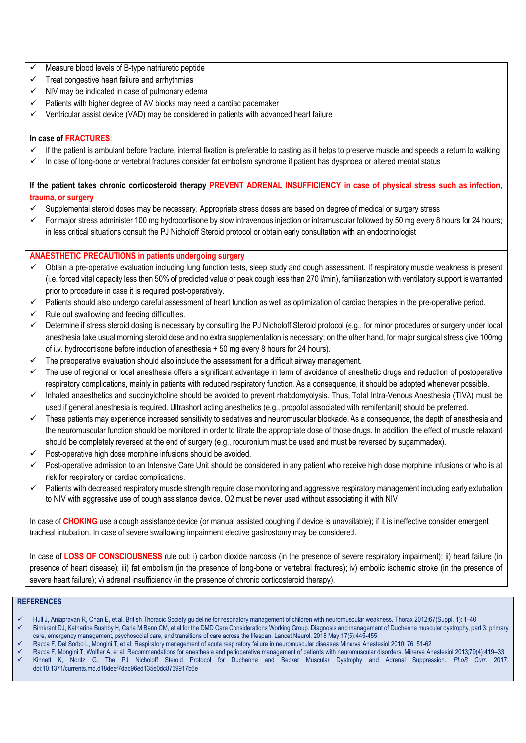- ✓ Measure blood levels of B-type natriuretic peptide
- ✓ Treat congestive heart failure and arrhythmias
- ✓ NIV may be indicated in case of pulmonary edema
- ✓ Patients with higher degree of AV blocks may need a cardiac pacemaker
- ✓ Ventricular assist device (VAD) may be considered in patients with advanced heart failure

**In case of FRACTURES**:

- ✓ If the patient is ambulant before fracture, internal fixation is preferable to casting as it helps to preserve muscle and speeds a return to walking
- ✓ In case of long-bone or vertebral fractures consider fat embolism syndrome if patient has dyspnoea or altered mental status

**If the patient takes chronic corticosteroid therapy PREVENT ADRENAL INSUFFICIENCY in case of physical stress such as infection, trauma, or surgery**

- ✓ Supplemental steroid doses may be necessary. Appropriate stress doses are based on degree of medical or surgery stress
- ✓ For major stress administer 100 mg hydrocortisone by slow intravenous injection or intramuscular followed by 50 mg every 8 hours for 24 hours; in less critical situations consult the PJ Nicholoff Steroid protocol or obtain early consultation with an endocrinologist

**ANAESTHETIC PRECAUTIONS in patients undergoing surgery**

- ✓ Obtain a pre-operative evaluation including lung function tests, sleep study and cough assessment. If respiratory muscle weakness is present (i.e. forced vital capacity less then 50% of predicted value or peak cough less than 270 l/min), familiarization with ventilatory support is warranted prior to procedure in case it is required post-operatively.
- ✓ Patients should also undergo careful assessment of heart function as well as optimization of cardiac therapies in the pre-operative period.
- ✓ Rule out swallowing and feeding difficulties.
- ✓ Determine if stress steroid dosing is necessary by consulting the PJ Nicholoff Steroid protocol (e.g., for minor procedures or surgery under local anesthesia take usual morning steroid dose and no extra supplementation is necessary; on the other hand, for major surgical stress give 100mg of i.v. hydrocortisone before induction of anesthesia + 50 mg every 8 hours for 24 hours).
- ✓ The preoperative evaluation should also include the assessment for a difficult airway management.
- ✓ The use of regional or local anesthesia offers a significant advantage in term of avoidance of anesthetic drugs and reduction of postoperative respiratory complications, mainly in patients with reduced respiratory function. As a consequence, it should be adopted whenever possible.
- ✓ Inhaled anaesthetics and succinylcholine should be avoided to prevent rhabdomyolysis. Thus, Total Intra-Venous Anesthesia (TIVA) must be used if general anesthesia is required. Ultrashort acting anesthetics (e.g., propofol associated with remifentanil) should be preferred.
- ✓ These patients may experience increased sensitivity to sedatives and neuromuscular blockade. As a consequence, the depth of anesthesia and the neuromuscular function should be monitored in order to titrate the appropriate dose of those drugs. In addition, the effect of muscle relaxant should be completely reversed at the end of surgery (e.g., rocuronium must be used and must be reversed by sugammadex).
- ✓ Post-operative high dose morphine infusions should be avoided.
- ✓ Post-operative admission to an Intensive Care Unit should be considered in any patient who receive high dose morphine infusions or who is at risk for respiratory or cardiac complications.
- ✓ Patients with decreased respiratory muscle strength require close monitoring and aggressive respiratory management including early extubation to NIV with aggressive use of cough assistance device. O2 must be never used without associating it with NIV

In case of **CHOKING** use a cough assistance device (or manual assisted coughing if device is unavailable); if it is ineffective consider emergent tracheal intubation. In case of severe swallowing impairment elective gastrostomy may be considered.

In case of **LOSS OF CONSCIOUSNESS** rule out: i) carbon dioxide narcosis (in the presence of severe respiratory impairment); ii) heart failure (in presence of heart disease); iii) fat embolism (in the presence of long-bone or vertebral fractures); iv) embolic ischemic stroke (in the presence of severe heart failure); v) adrenal insufficiency (in the presence of chronic corticosteroid therapy).

**REFERENCES**

- ✓ Hull J, Aniapravan R, Chan E, et al. British Thoracic Society guideline for respiratory management of children with neuromuscular weakness. Thorax 2012;67(Suppl. 1):i1–40
- ✓ Birnkrant DJ, Katharine Bushby H, Carla M Bann CM, et al for the DMD Care Considerations Working Group. Diagnosis and management of Duchenne muscular dystrophy, part 3: primary care, emergency management, psychosocial care, and transitions of care across the lifespan. Lancet Neurol. 2018 May;17(5):445-455.
- ✓ Racca F, Del Sorbo L, Mongini T, et al. Respiratory management of acute respiratory failure in neuromuscular diseases Minerva Anestesiol 2010; 76: 51-62
- ✓ Racca F, Mongini T, Wolfler A, et al. Recommendations for anesthesia and perioperative management of patients with neuromuscular disorders. Minerva Anestesiol 2013;79(4):419–33
- ✓ Kinnett K, Noritz G. The PJ Nicholoff Steroid Protocol for Duchenne and Becker Muscular Dystrophy and Adrenal Suppression. *PLoS Curr.* 2017; doi:10.1371/currents.md.d18deef7dac96ed135e0dc8739917b6e